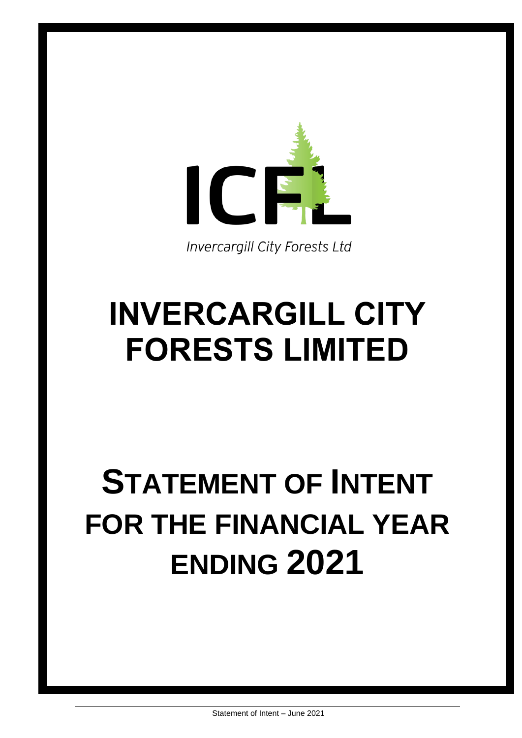ICFL

*Invercargill City Forests Ltd*

# INVERCARGILL CITY FORESTS LIMITED

# STATEMENT OF INTENT FOR THE FINANCIAL YEAR ENDING 2021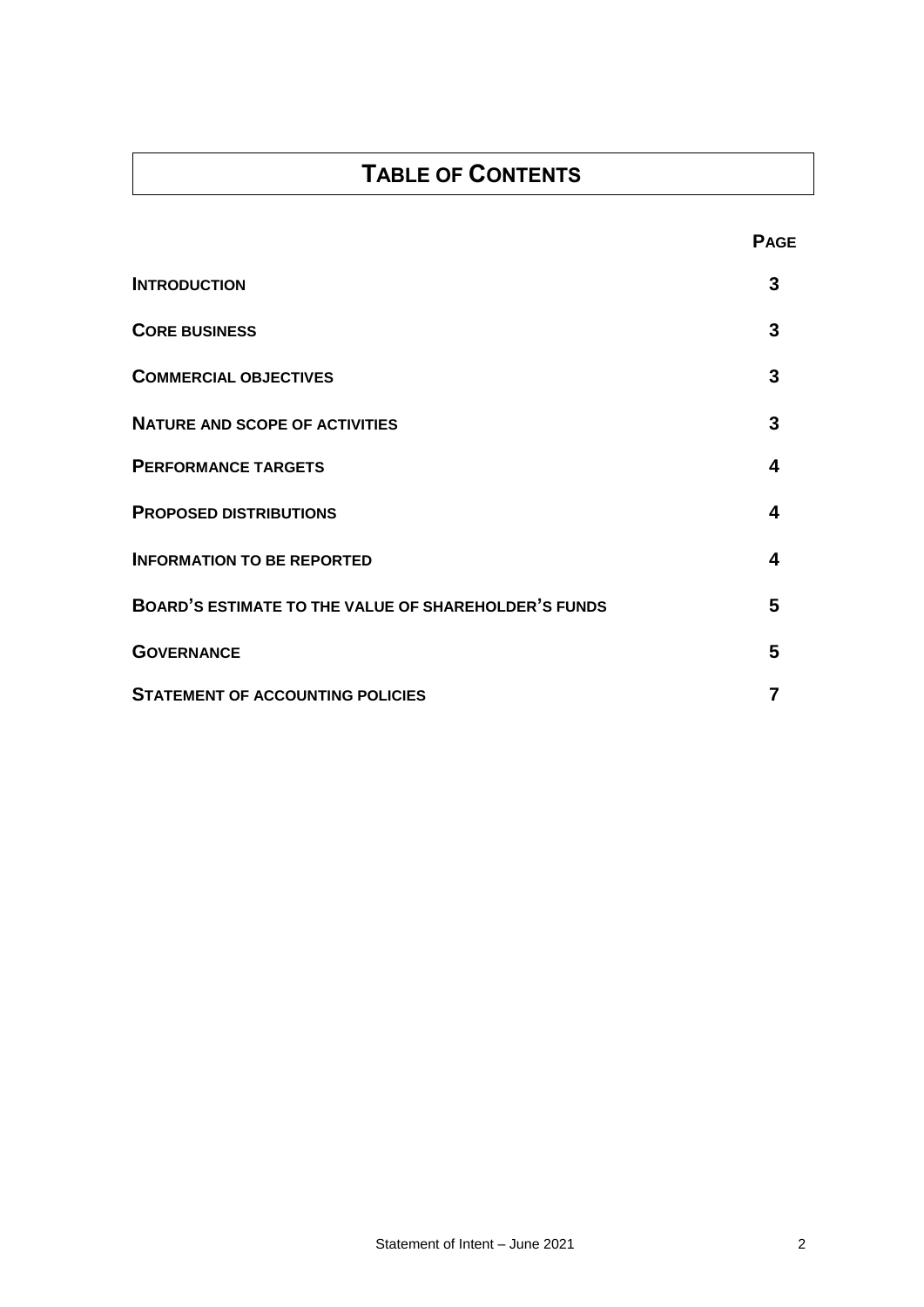# Table of Contents

| | Page |
|---|---|
| **Introduction** | 3 |
| **Core Business** | 3 |
| **Commercial Objectives** | 3 |
| **Nature and Scope of Activities** | 3 |
| **Performance Targets** | 4 |
| **Proposed Distributions** | 4 |
| **Information to be Reported** | 4 |
| **Board's Estimate to the Value of Shareholder's Funds** | 5 |
| **Governance** | 5 |
| **Statement of Accounting Policies** | 7 |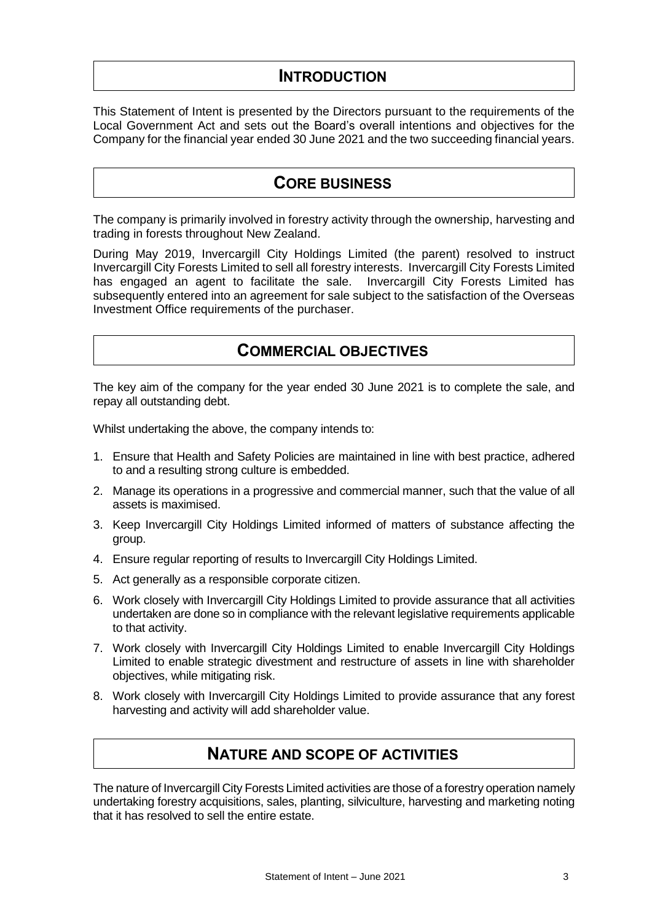## INTRODUCTION

This Statement of Intent is presented by the Directors pursuant to the requirements of the Local Government Act and sets out the Board's overall intentions and objectives for the Company for the financial year ended 30 June 2021 and the two succeeding financial years.

## CORE BUSINESS

The company is primarily involved in forestry activity through the ownership, harvesting and trading in forests throughout New Zealand.

During May 2019, Invercargill City Holdings Limited (the parent) resolved to instruct Invercargill City Forests Limited to sell all forestry interests. Invercargill City Forests Limited has engaged an agent to facilitate the sale. Invercargill City Forests Limited has subsequently entered into an agreement for sale subject to the satisfaction of the Overseas Investment Office requirements of the purchaser.

## COMMERCIAL OBJECTIVES

The key aim of the company for the year ended 30 June 2021 is to complete the sale, and repay all outstanding debt.

Whilst undertaking the above, the company intends to:

1. Ensure that Health and Safety Policies are maintained in line with best practice, adhered to and a resulting strong culture is embedded.
2. Manage its operations in a progressive and commercial manner, such that the value of all assets is maximised.
3. Keep Invercargill City Holdings Limited informed of matters of substance affecting the group.
4. Ensure regular reporting of results to Invercargill City Holdings Limited.
5. Act generally as a responsible corporate citizen.
6. Work closely with Invercargill City Holdings Limited to provide assurance that all activities undertaken are done so in compliance with the relevant legislative requirements applicable to that activity.
7. Work closely with Invercargill City Holdings Limited to enable Invercargill City Holdings Limited to enable strategic divestment and restructure of assets in line with shareholder objectives, while mitigating risk.
8. Work closely with Invercargill City Holdings Limited to provide assurance that any forest harvesting and activity will add shareholder value.

## NATURE AND SCOPE OF ACTIVITIES

The nature of Invercargill City Forests Limited activities are those of a forestry operation namely undertaking forestry acquisitions, sales, planting, silviculture, harvesting and marketing noting that it has resolved to sell the entire estate.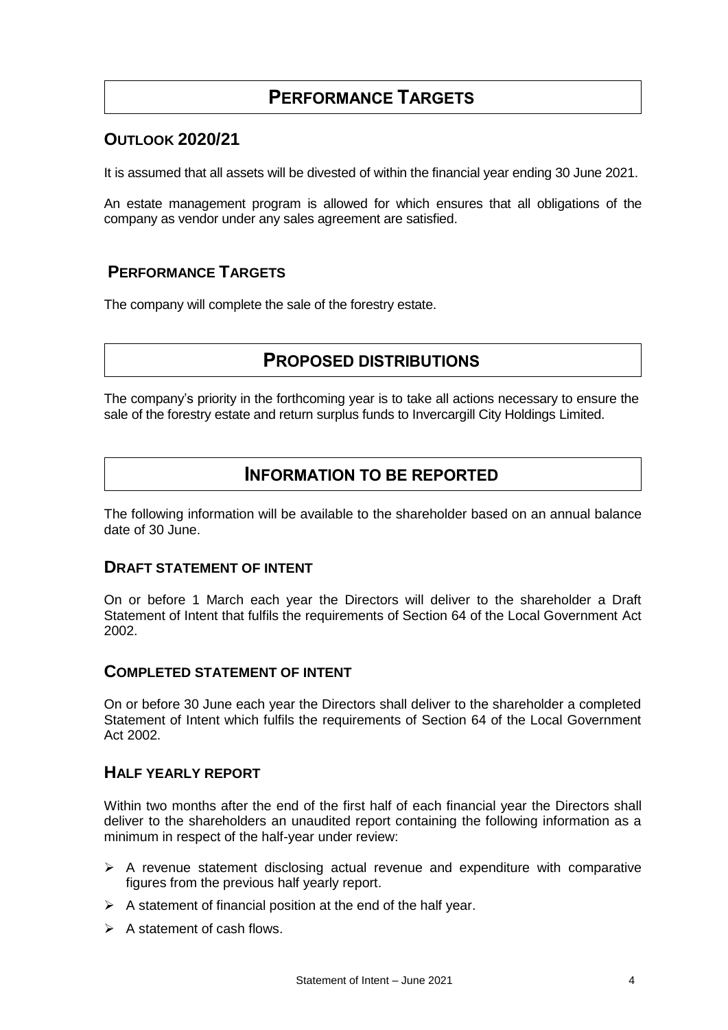# PERFORMANCE TARGETS

## OUTLOOK 2020/21

It is assumed that all assets will be divested of within the financial year ending 30 June 2021.

An estate management program is allowed for which ensures that all obligations of the company as vendor under any sales agreement are satisfied.

## PERFORMANCE TARGETS

The company will complete the sale of the forestry estate.

# PROPOSED DISTRIBUTIONS

The company's priority in the forthcoming year is to take all actions necessary to ensure the sale of the forestry estate and return surplus funds to Invercargill City Holdings Limited.

# INFORMATION TO BE REPORTED

The following information will be available to the shareholder based on an annual balance date of 30 June.

## DRAFT STATEMENT OF INTENT

On or before 1 March each year the Directors will deliver to the shareholder a Draft Statement of Intent that fulfils the requirements of Section 64 of the Local Government Act 2002.

## COMPLETED STATEMENT OF INTENT

On or before 30 June each year the Directors shall deliver to the shareholder a completed Statement of Intent which fulfils the requirements of Section 64 of the Local Government Act 2002.

## HALF YEARLY REPORT

Within two months after the end of the first half of each financial year the Directors shall deliver to the shareholders an unaudited report containing the following information as a minimum in respect of the half-year under review:

- A revenue statement disclosing actual revenue and expenditure with comparative figures from the previous half yearly report.
- A statement of financial position at the end of the half year.
- A statement of cash flows.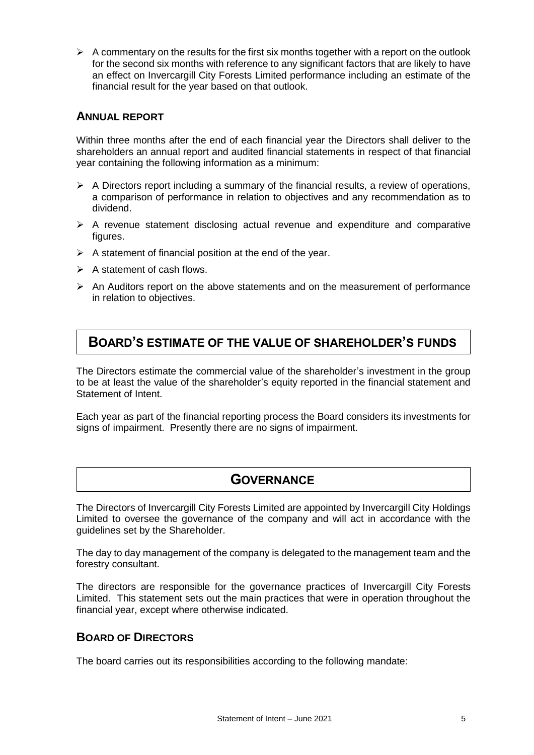- A commentary on the results for the first six months together with a report on the outlook for the second six months with reference to any significant factors that are likely to have an effect on Invercargill City Forests Limited performance including an estimate of the financial result for the year based on that outlook.

### ANNUAL REPORT

Within three months after the end of each financial year the Directors shall deliver to the shareholders an annual report and audited financial statements in respect of that financial year containing the following information as a minimum:

- A Directors report including a summary of the financial results, a review of operations, a comparison of performance in relation to objectives and any recommendation as to dividend.
- A revenue statement disclosing actual revenue and expenditure and comparative figures.
- A statement of financial position at the end of the year.
- A statement of cash flows.
- An Auditors report on the above statements and on the measurement of performance in relation to objectives.

## BOARD'S ESTIMATE OF THE VALUE OF SHAREHOLDER'S FUNDS

The Directors estimate the commercial value of the shareholder's investment in the group to be at least the value of the shareholder's equity reported in the financial statement and Statement of Intent.

Each year as part of the financial reporting process the Board considers its investments for signs of impairment. Presently there are no signs of impairment.

## GOVERNANCE

The Directors of Invercargill City Forests Limited are appointed by Invercargill City Holdings Limited to oversee the governance of the company and will act in accordance with the guidelines set by the Shareholder.

The day to day management of the company is delegated to the management team and the forestry consultant.

The directors are responsible for the governance practices of Invercargill City Forests Limited. This statement sets out the main practices that were in operation throughout the financial year, except where otherwise indicated.

### BOARD OF DIRECTORS

The board carries out its responsibilities according to the following mandate: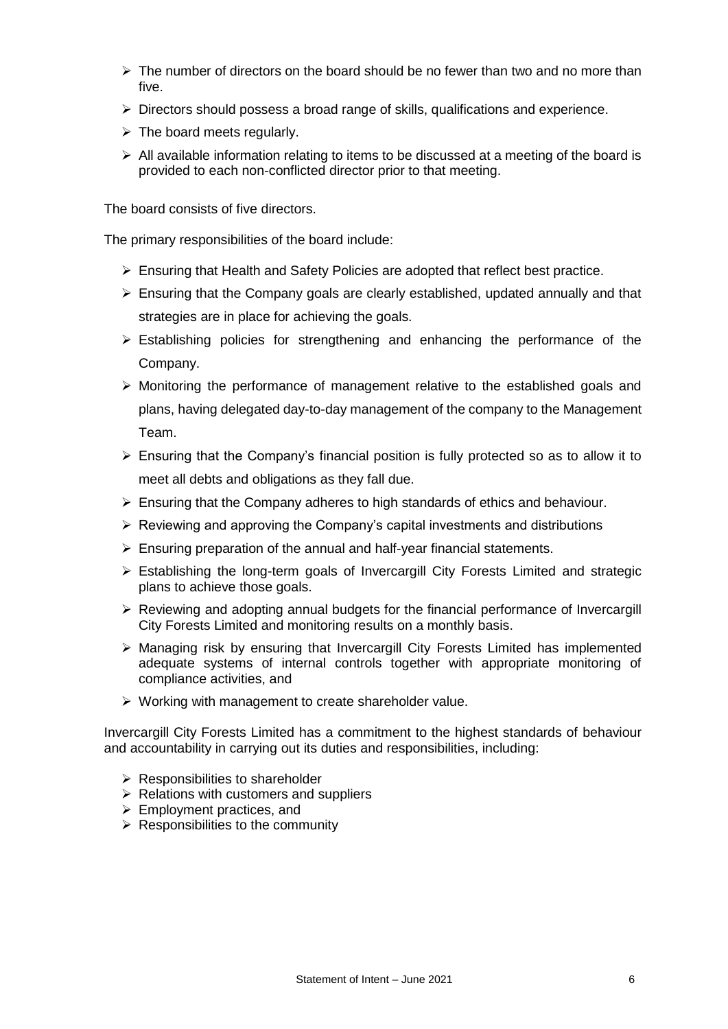- The number of directors on the board should be no fewer than two and no more than five.
- Directors should possess a broad range of skills, qualifications and experience.
- The board meets regularly.
- All available information relating to items to be discussed at a meeting of the board is provided to each non-conflicted director prior to that meeting.

The board consists of five directors.

The primary responsibilities of the board include:

- Ensuring that Health and Safety Policies are adopted that reflect best practice.
- Ensuring that the Company goals are clearly established, updated annually and that strategies are in place for achieving the goals.
- Establishing policies for strengthening and enhancing the performance of the Company.
- Monitoring the performance of management relative to the established goals and plans, having delegated day-to-day management of the company to the Management Team.
- Ensuring that the Company's financial position is fully protected so as to allow it to meet all debts and obligations as they fall due.
- Ensuring that the Company adheres to high standards of ethics and behaviour.
- Reviewing and approving the Company's capital investments and distributions
- Ensuring preparation of the annual and half-year financial statements.
- Establishing the long-term goals of Invercargill City Forests Limited and strategic plans to achieve those goals.
- Reviewing and adopting annual budgets for the financial performance of Invercargill City Forests Limited and monitoring results on a monthly basis.
- Managing risk by ensuring that Invercargill City Forests Limited has implemented adequate systems of internal controls together with appropriate monitoring of compliance activities, and
- Working with management to create shareholder value.

Invercargill City Forests Limited has a commitment to the highest standards of behaviour and accountability in carrying out its duties and responsibilities, including:

- Responsibilities to shareholder
- Relations with customers and suppliers
- Employment practices, and
- Responsibilities to the community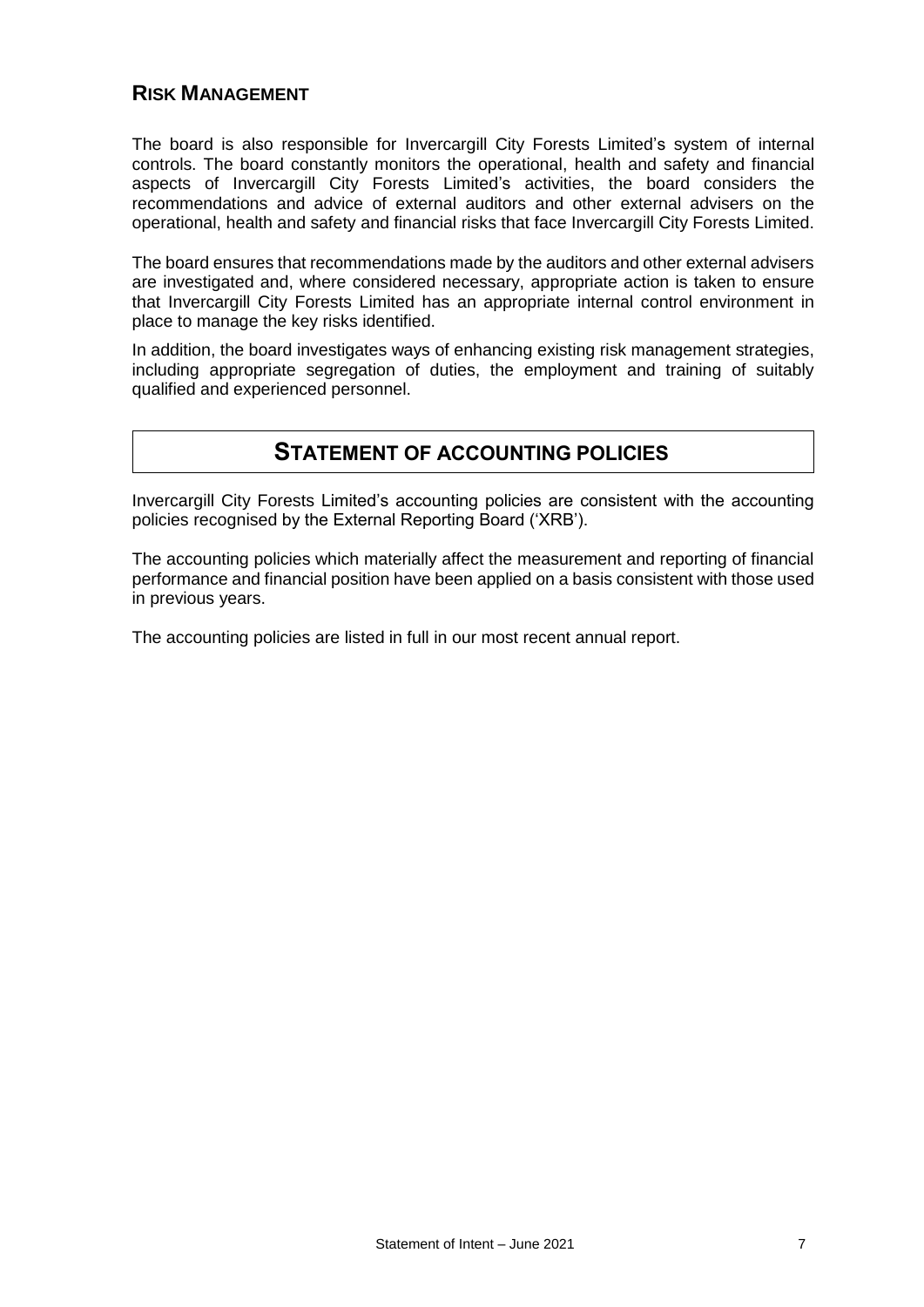## RISK MANAGEMENT

The board is also responsible for Invercargill City Forests Limited's system of internal controls. The board constantly monitors the operational, health and safety and financial aspects of Invercargill City Forests Limited's activities, the board considers the recommendations and advice of external auditors and other external advisers on the operational, health and safety and financial risks that face Invercargill City Forests Limited.

The board ensures that recommendations made by the auditors and other external advisers are investigated and, where considered necessary, appropriate action is taken to ensure that Invercargill City Forests Limited has an appropriate internal control environment in place to manage the key risks identified.

In addition, the board investigates ways of enhancing existing risk management strategies, including appropriate segregation of duties, the employment and training of suitably qualified and experienced personnel.

# STATEMENT OF ACCOUNTING POLICIES

Invercargill City Forests Limited's accounting policies are consistent with the accounting policies recognised by the External Reporting Board ('XRB').

The accounting policies which materially affect the measurement and reporting of financial performance and financial position have been applied on a basis consistent with those used in previous years.

The accounting policies are listed in full in our most recent annual report.